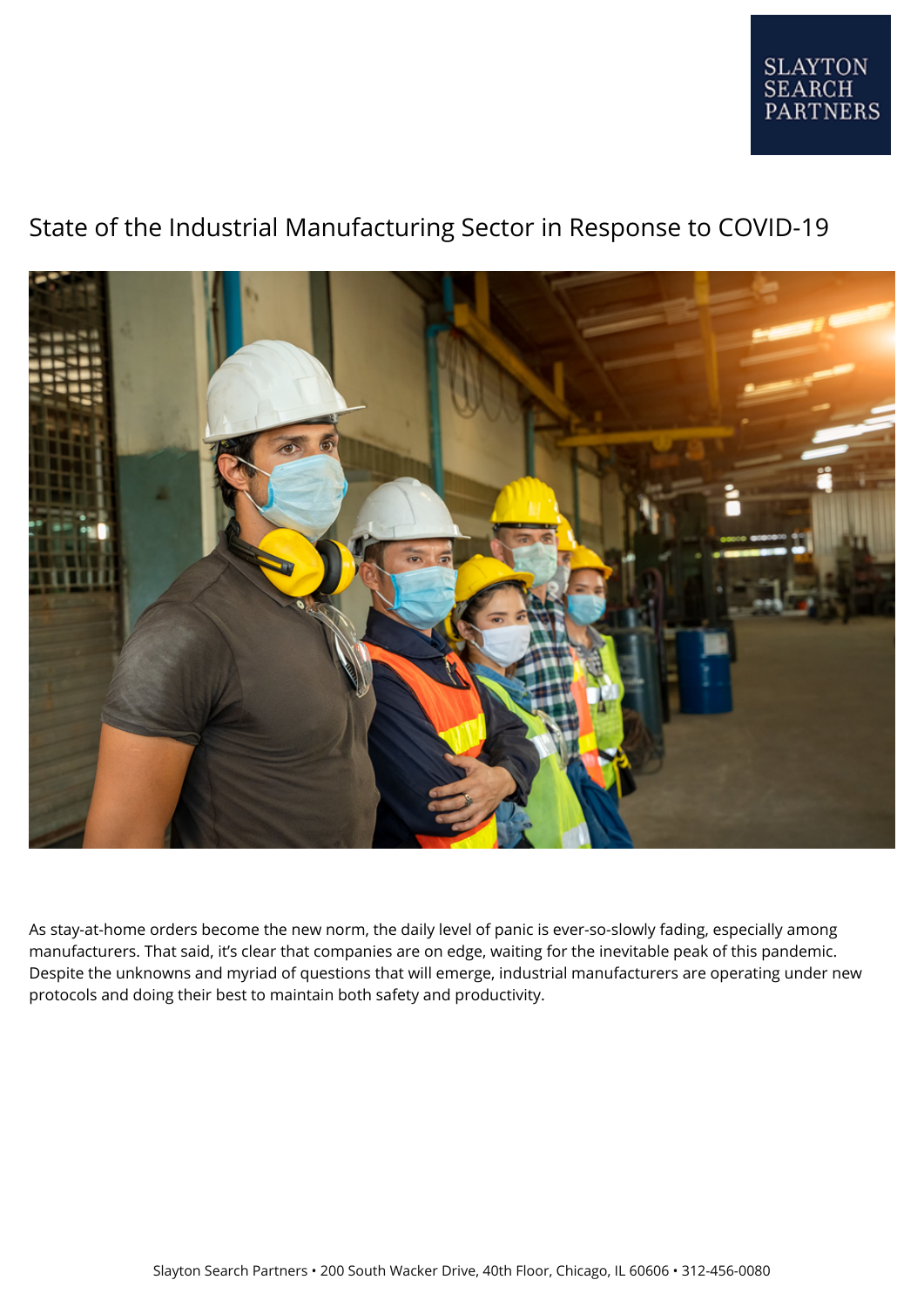# State of the Industrial Manufacturing Sector in Response to COVID-19

As stay-at-home orders become the new norm, the daily level of panic is ever-so-slowly fading, especially among manufacturers. That said, it's clear that companies are on edge, waiting for the inevitable peak of this pandemic. Despite the unknowns and myriad of questions that will emerge, industrial manufacturers are operating under new protocols and doing their best to maintain both safety and productivity.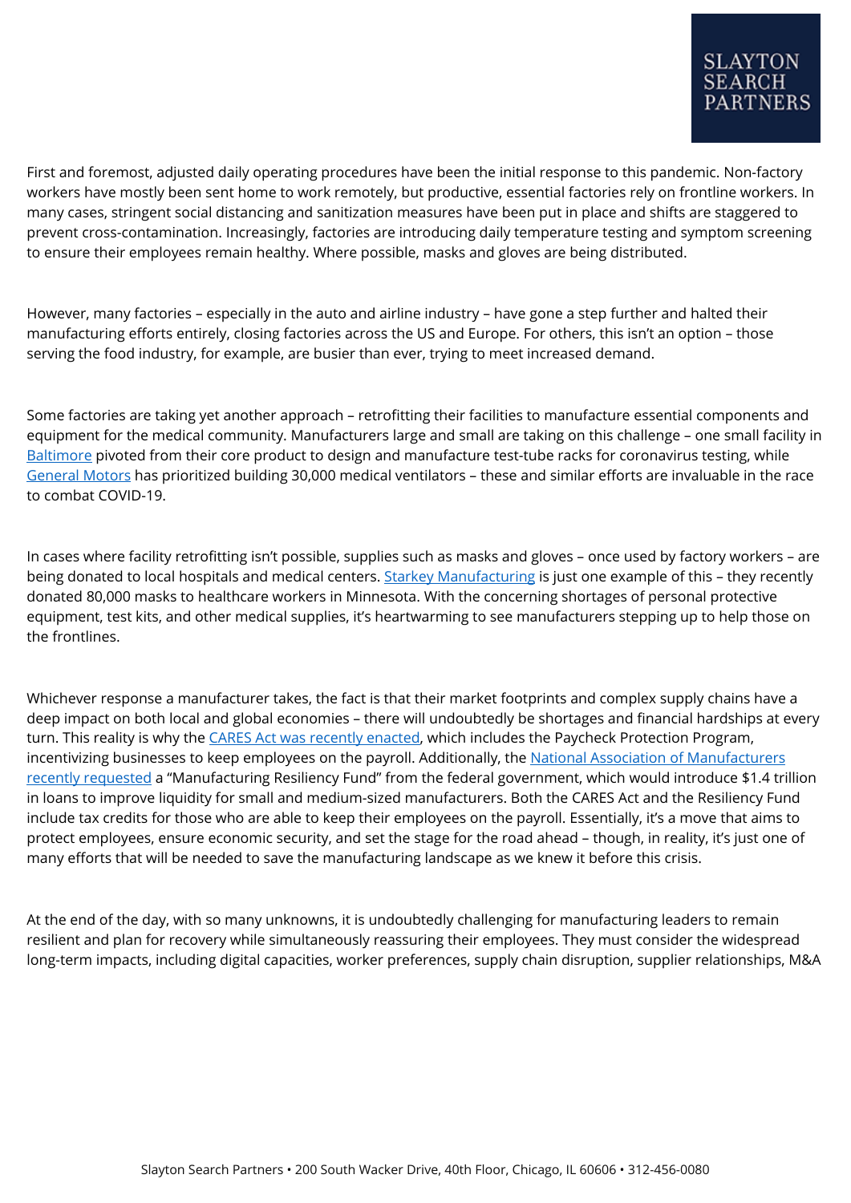First and foremost, adjusted daily operating procedures have been the initial response to this pandemic. Non-factory workers have mostly been sent home to work remotely, but productive, essential factories rely on frontline workers. In many cases, stringent social distancing and sanitization measures have been put in place and shifts are staggered to prevent cross-contamination. Increasingly, factories are introducing daily temperature testing and symptom screening to ensure their employees remain healthy. Where possible, masks and gloves are being distributed.

However, many factories – especially in the auto and airline industry – have gone a step further and halted their manufacturing efforts entirely, closing factories across the US and Europe. For others, this isn't an option – those serving the food industry, for example, are busier than ever, trying to meet increased demand.

Some factories are taking yet another approach – retrofitting their facilities to manufacture essential components and equipment for the medical community. Manufacturers large and small are taking on this challenge – one small facility in Baltimore pivoted from their core product to design and manufacture test-tube racks for coronavirus testing, while General Motors has prioritized building 30,000 medical ventilators – these and similar efforts are invaluable in the race to combat COVID-19.

In cases where facility retrofitting isn't possible, supplies such as masks and gloves – once used by factory workers – are being donated to local hospitals and medical centers. Starkey Manufacturing is just one example of this – they recently donated 80,000 masks to healthcare workers in Minnesota. With the concerning shortages of personal protective equipment, test kits, and other medical supplies, it's heartwarming to see manufacturers stepping up to help those on the frontlines.

Whichever response a manufacturer takes, the fact is that their market footprints and complex supply chains have a deep impact on both local and global economies – there will undoubtedly be shortages and financial hardships at every turn. This reality is why the CARES Act was recently enacted, which includes the Paycheck Protection Program, incentivizing businesses to keep employees on the payroll. Additionally, the National Association of Manufacturers recently requested a "Manufacturing Resiliency Fund" from the federal government, which would introduce $1.4 trillion in loans to improve liquidity for small and medium-sized manufacturers. Both the CARES Act and the Resiliency Fund include tax credits for those who are able to keep their employees on the payroll. Essentially, it's a move that aims to protect employees, ensure economic security, and set the stage for the road ahead – though, in reality, it's just one of many efforts that will be needed to save the manufacturing landscape as we knew it before this crisis.

At the end of the day, with so many unknowns, it is undoubtedly challenging for manufacturing leaders to remain resilient and plan for recovery while simultaneously reassuring their employees. They must consider the widespread long-term impacts, including digital capacities, worker preferences, supply chain disruption, supplier relationships, M&A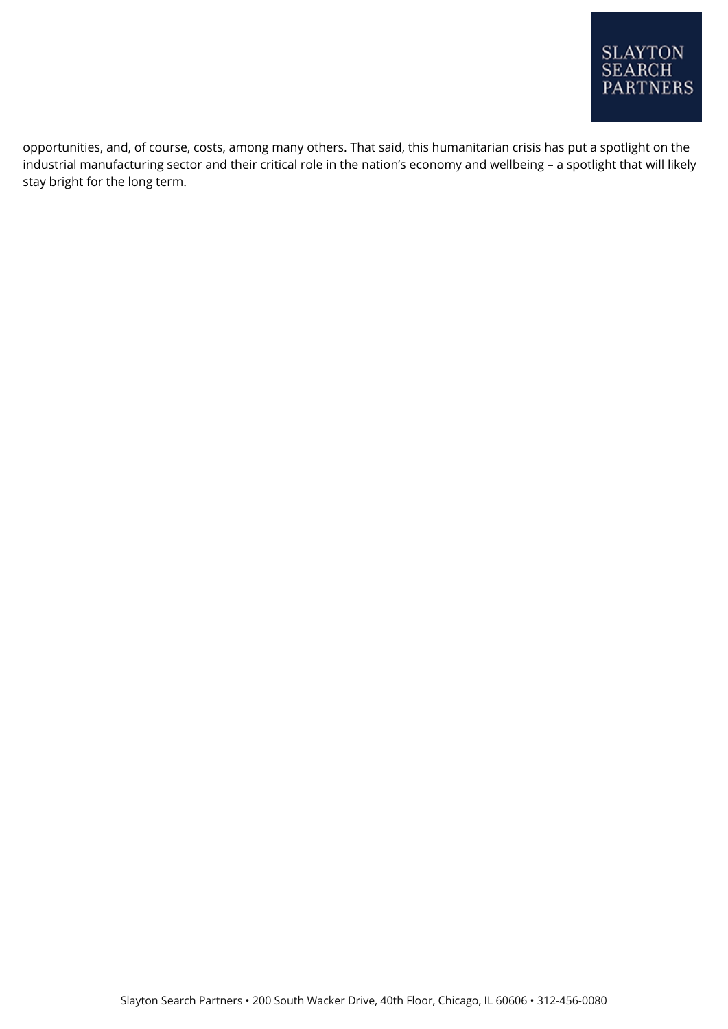opportunities, and, of course, costs, among many others. That said, this humanitarian crisis has put a spotlight on the industrial manufacturing sector and their critical role in the nation's economy and wellbeing – a spotlight that will likely stay bright for the long term.